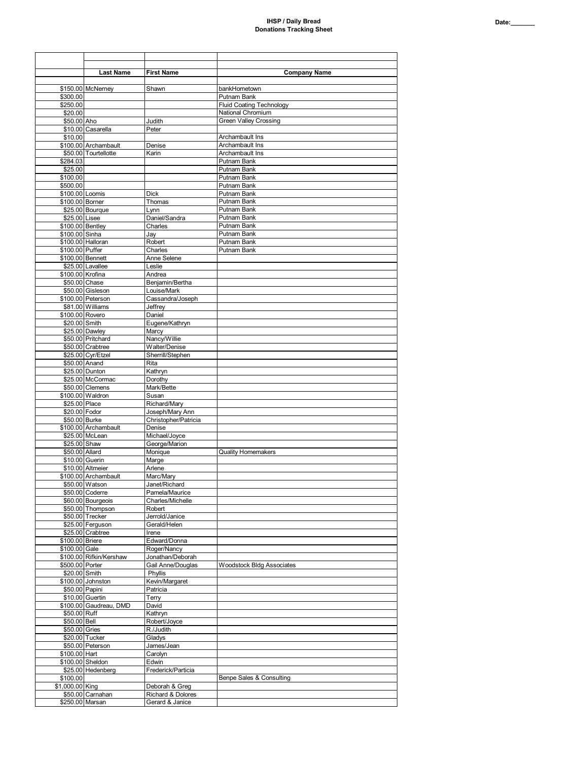# IHSP / Daily Bread
## Donations Tracking Sheet

Date:_______

| | Last Name | First Name | Company Name |
|---|---|---|---|
| $150.00 | McNerney | Shawn | bankHometown |
| $300.00 | | | Putnam Bank |
| $250.00 | | | Fluid Coating Technology |
| $20.00 | | | National Chromium |
| $50.00 | Aho | Judith | Green Valley Crossing |
| $10.00 | Casarella | Peter | |
| $10.00 | | | Archambault Ins |
| $100.00 | Archambault | Denise | Archambault Ins |
| $50.00 | Tourtellotte | Karin | Archambault Ins |
| $284.03 | | | Putnam Bank |
| $25.00 | | | Putnam Bank |
| $100.00 | | | Putnam Bank |
| $500.00 | | | Putnam Bank |
| $100.00 | Loomis | Dick | Putnam Bank |
| $100.00 | Borner | Thomas | Putnam Bank |
| $25.00 | Bourque | Lynn | Putnam Bank |
| $25.00 | Lisee | Daniel/Sandra | Putnam Bank |
| $100.00 | Bentley | Charles | Putnam Bank |
| $100.00 | Sinha | Jay | Putnam Bank |
| $100.00 | Halloran | Robert | Putnam Bank |
| $100.00 | Puffer | Charles | Putnam Bank |
| $100.00 | Bennett | Anne Selene | |
| $25.00 | Lavallee | Leslie | |
| $100.00 | Krofina | Andrea | |
| $50.00 | Chase | Benjamin/Bertha | |
| $50.00 | Gisleson | Louise/Mark | |
| $100.00 | Peterson | Cassandra/Joseph | |
| $81.00 | Williams | Jeffrey | |
| $100.00 | Rovero | Daniel | |
| $20.00 | Smith | Eugene/Kathryn | |
| $25.00 | Dawley | Marcy | |
| $50.00 | Pritchard | Nancy/Willie | |
| $50.00 | Crabtree | Walter/Denise | |
| $25.00 | Cyr/Etzel | Sherrill/Stephen | |
| $50.00 | Anand | Rita | |
| $25.00 | Dunton | Kathryn | |
| $25.00 | McCormac | Dorothy | |
| $50.00 | Clemens | Mark/Bette | |
| $100.00 | Waldron | Susan | |
| $25.00 | Place | Richard/Mary | |
| $20.00 | Fodor | Joseph/Mary Ann | |
| $50.00 | Burke | Christopher/Patricia | |
| $100.00 | Archambault | Denise | |
| $25.00 | McLean | Michael/Joyce | |
| $25.00 | Shaw | George/Marion | |
| $50.00 | Allard | Monique | Quality Homemakers |
| $10.00 | Guerin | Marge | |
| $10.00 | Altmeier | Arlene | |
| $100.00 | Archambault | Marc/Mary | |
| $50.00 | Watson | Janet/Richard | |
| $50.00 | Coderre | Pamela/Maurice | |
| $60.00 | Bourgeois | Charles/Michelle | |
| $50.00 | Thompson | Robert | |
| $50.00 | Trecker | Jerrold/Janice | |
| $25.00 | Ferguson | Gerald/Helen | |
| $25.00 | Crabtree | Irene | |
| $100.00 | Briere | Edward/Donna | |
| $100.00 | Gale | Roger/Nancy | |
| $100.00 | Rifkin/Kershaw | Jonathan/Deborah | |
| $500.00 | Porter | Gail Anne/Douglas | Woodstock Bldg Associates |
| $20.00 | Smith | Phyllis | |
| $100.00 | Johnston | Kevin/Margaret | |
| $50.00 | Papini | Patricia | |
| $10.00 | Guertin | Terry | |
| $100.00 | Gaudreau, DMD | David | |
| $50.00 | Ruff | Kathryn | |
| $50.00 | Bell | Robert/Joyce | |
| $50.00 | Gries | R./Judith | |
| $20.00 | Tucker | Gladys | |
| $50.00 | Peterson | James/Jean | |
| $100.00 | Hart | Carolyn | |
| $100.00 | Sheldon | Edwin | |
| $25.00 | Hedenberg | Frederick/Particia | |
| $100.00 | | | Benpe Sales & Consulting |
| $1,000.00 | King | Deborah & Greg | |
| $50.00 | Carnahan | Richard & Dolores | |
| $250.00 | Marsan | Gerard & Janice | |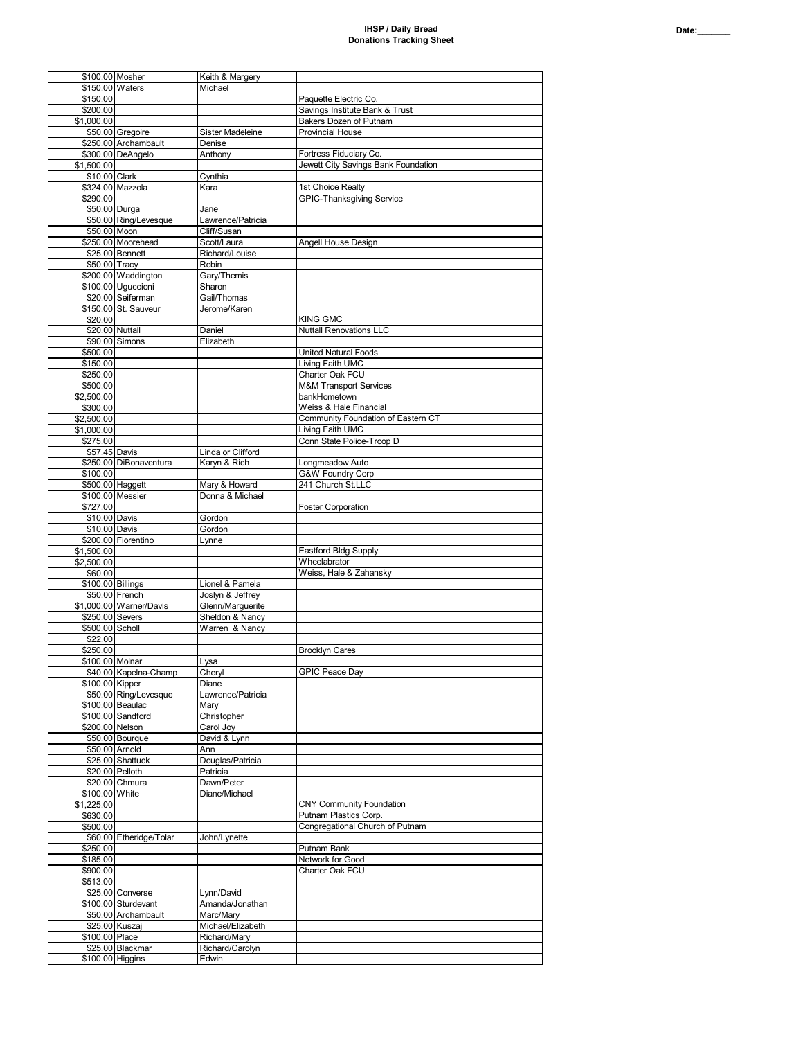# IHSP / Daily Bread
## Donations Tracking Sheet

Date:_______

| Amount | Last Name | First Name | Organization |
|---|---|---|---|
| $100.00 | Mosher | Keith & Margery | |
| $150.00 | Waters | Michael | |
| $150.00 | | | Paquette Electric Co. |
| $200.00 | | | Savings Institute Bank & Trust |
| $1,000.00 | | | Bakers Dozen of Putnam |
| $50.00 | Gregoire | Sister Madeleine | Provincial House |
| $250.00 | Archambault | Denise | |
| $300.00 | DeAngelo | Anthony | Fortress Fiduciary Co. |
| $1,500.00 | | | Jewett City Savings Bank Foundation |
| $10.00 | Clark | Cynthia | |
| $324.00 | Mazzola | Kara | 1st Choice Realty |
| $290.00 | | | GPIC-Thanksgiving Service |
| $50.00 | Durga | Jane | |
| $50.00 | Ring/Levesque | Lawrence/Patricia | |
| $50.00 | Moon | Cliff/Susan | |
| $250.00 | Moorehead | Scott/Laura | Angell House Design |
| $25.00 | Bennett | Richard/Louise | |
| $50.00 | Tracy | Robin | |
| $200.00 | Waddington | Gary/Themis | |
| $100.00 | Uguccioni | Sharon | |
| $20.00 | Seiferman | Gail/Thomas | |
| $150.00 | St. Sauveur | Jerome/Karen | |
| $20.00 | | | KING GMC |
| $20.00 | Nuttall | Daniel | Nuttall Renovations LLC |
| $90.00 | Simons | Elizabeth | |
| $500.00 | | | United Natural Foods |
| $150.00 | | | Living Faith UMC |
| $250.00 | | | Charter Oak FCU |
| $500.00 | | | M&M Transport Services |
| $2,500.00 | | | bankHometown |
| $300.00 | | | Weiss & Hale Financial |
| $2,500.00 | | | Community Foundation of Eastern CT |
| $1,000.00 | | | Living Faith UMC |
| $275.00 | | | Conn State Police-Troop D |
| $57.45 | Davis | Linda or Clifford | |
| $250.00 | DiBonaventura | Karyn & Rich | Longmeadow Auto |
| $100.00 | | | G&W Foundry Corp |
| $500.00 | Haggett | Mary & Howard | 241 Church St.LLC |
| $100.00 | Messier | Donna & Michael | |
| $727.00 | | | Foster Corporation |
| $10.00 | Davis | Gordon | |
| $10.00 | Davis | Gordon | |
| $200.00 | Fiorentino | Lynne | |
| $1,500.00 | | | Eastford Bldg Supply |
| $2,500.00 | | | Wheelabrator |
| $60.00 | | | Weiss, Hale & Zahansky |
| $100.00 | Billings | Lionel & Pamela | |
| $50.00 | French | Joslyn & Jeffrey | |
| $1,000.00 | Warner/Davis | Glenn/Marguerite | |
| $250.00 | Severs | Sheldon & Nancy | |
| $500.00 | Scholl | Warren & Nancy | |
| $22.00 | | | |
| $250.00 | | | Brooklyn Cares |
| $100.00 | Molnar | Lysa | |
| $40.00 | Kapelna-Champ | Cheryl | GPIC Peace Day |
| $100.00 | Kipper | Diane | |
| $50.00 | Ring/Levesque | Lawrence/Patricia | |
| $100.00 | Beaulac | Mary | |
| $100.00 | Sandford | Christopher | |
| $200.00 | Nelson | Carol Joy | |
| $50.00 | Bourque | David & Lynn | |
| $50.00 | Arnold | Ann | |
| $25.00 | Shattuck | Douglas/Patricia | |
| $20.00 | Pelloth | Patricia | |
| $20.00 | Chmura | Dawn/Peter | |
| $100.00 | White | Diane/Michael | |
| $1,225.00 | | | CNY Community Foundation |
| $630.00 | | | Putnam Plastics Corp. |
| $500.00 | | | Congregational Church of Putnam |
| $60.00 | Etheridge/Tolar | John/Lynette | |
| $250.00 | | | Putnam Bank |
| $185.00 | | | Network for Good |
| $900.00 | | | Charter Oak FCU |
| $513.00 | | | |
| $25.00 | Converse | Lynn/David | |
| $100.00 | Sturdevant | Amanda/Jonathan | |
| $50.00 | Archambault | Marc/Mary | |
| $25.00 | Kuszaj | Michael/Elizabeth | |
| $100.00 | Place | Richard/Mary | |
| $25.00 | Blackmar | Richard/Carolyn | |
| $100.00 | Higgins | Edwin | |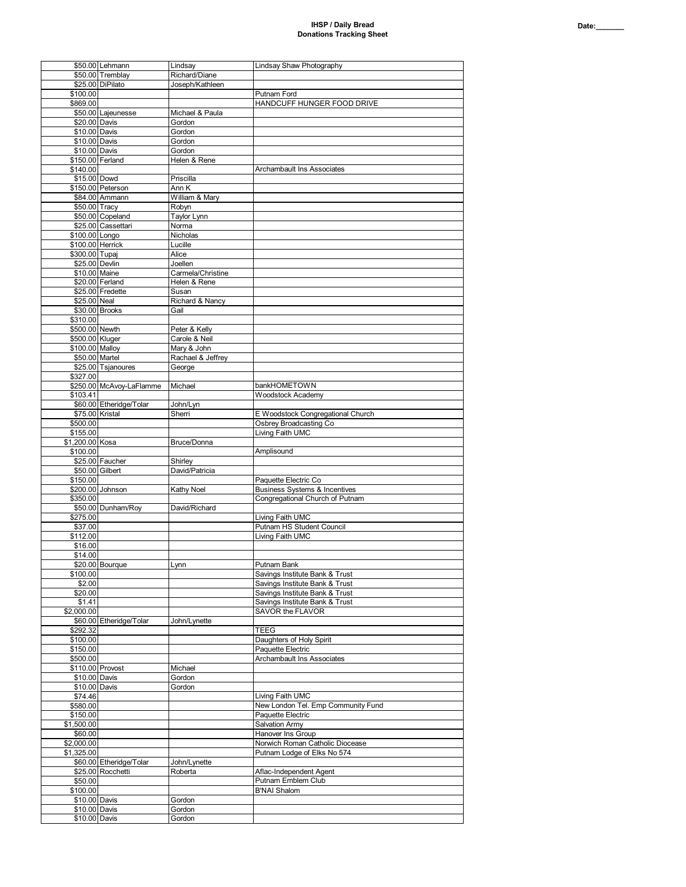**IHSP / Daily Bread**
**Donations Tracking Sheet**

Date:_______

| Amount | Last Name | First Name | Organization |
|---|---|---|---|
| $50.00 | Lehmann | Lindsay | Lindsay Shaw Photography |
| $50.00 | Tremblay | Richard/Diane | |
| $25.00 | DiPilato | Joseph/Kathleen | |
| $100.00 | | | Putnam Ford |
| $869.00 | | | HANDCUFF HUNGER FOOD DRIVE |
| $50.00 | Lajeunesse | Michael & Paula | |
| $20.00 | Davis | Gordon | |
| $10.00 | Davis | Gordon | |
| $10.00 | Davis | Gordon | |
| $10.00 | Davis | Gordon | |
| $150.00 | Ferland | Helen & Rene | |
| $140.00 | | | Archambault Ins Associates |
| $15.00 | Dowd | Priscilla | |
| $150.00 | Peterson | Ann K | |
| $84.00 | Ammann | William & Mary | |
| $50.00 | Tracy | Robyn | |
| $50.00 | Copeland | Taylor Lynn | |
| $25.00 | Cassettari | Norma | |
| $100.00 | Longo | Nicholas | |
| $100.00 | Herrick | Lucille | |
| $300.00 | Tupaj | Alice | |
| $25.00 | Devlin | Joellen | |
| $10.00 | Maine | Carmela/Christine | |
| $20.00 | Ferland | Helen & Rene | |
| $25.00 | Fredette | Susan | |
| $25.00 | Neal | Richard & Nancy | |
| $30.00 | Brooks | Gail | |
| $310.00 | | | |
| $500.00 | Newth | Peter & Kelly | |
| $500.00 | Kluger | Carole & Neil | |
| $100.00 | Malloy | Mary & John | |
| $50.00 | Martel | Rachael & Jeffrey | |
| $25.00 | Tsjanoures | George | |
| $327.00 | | | |
| $250.00 | McAvoy-LaFlamme | Michael | bankHOMETOWN |
| $103.41 | | | Woodstock Academy |
| $60.00 | Etheridge/Tolar | John/Lyn | |
| $75.00 | Kristal | Sherri | E Woodstock Congregational Church |
| $500.00 | | | Osbrey Broadcasting Co |
| $155.00 | | | Living Faith UMC |
| $1,200.00 | Kosa | Bruce/Donna | |
| $100.00 | | | Amplisound |
| $25.00 | Faucher | Shirley | |
| $50.00 | Gilbert | David/Patricia | |
| $150.00 | | | Paquette Electric Co |
| $200.00 | Johnson | Kathy Noel | Business Systems & Incentives |
| $350.00 | | | Congregational Church of Putnam |
| $50.00 | Dunham/Roy | David/Richard | |
| $275.00 | | | Living Faith UMC |
| $37.00 | | | Putnam HS Student Council |
| $112.00 | | | Living Faith UMC |
| $16.00 | | | |
| $14.00 | | | |
| $20.00 | Bourque | Lynn | Putnam Bank |
| $100.00 | | | Savings Institute Bank & Trust |
| $2.00 | | | Savings Institute Bank & Trust |
| $20.00 | | | Savings Institute Bank & Trust |
| $1.41 | | | Savings Institute Bank & Trust |
| $2,000.00 | | | SAVOR the FLAVOR |
| $60.00 | Etheridge/Tolar | John/Lynette | |
| $292.32 | | | TEEG |
| $100.00 | | | Daughters of Holy Spirit |
| $150.00 | | | Paquette Electric |
| $500.00 | | | Archambault Ins Associates |
| $110.00 | Provost | Michael | |
| $10.00 | Davis | Gordon | |
| $10.00 | Davis | Gordon | |
| $74.46 | | | Living Faith UMC |
| $580.00 | | | New London Tel. Emp Community Fund |
| $150.00 | | | Paquette Electric |
| $1,500.00 | | | Salvation Army |
| $60.00 | | | Hanover Ins Group |
| $2,000.00 | | | Norwich Roman Catholic Diocease |
| $1,325.00 | | | Putnam Lodge of Elks No 574 |
| $60.00 | Etheridge/Tolar | John/Lynette | |
| $25.00 | Rocchetti | Roberta | Aflac-Independent Agent |
| $50.00 | | | Putnam Emblem Club |
| $100.00 | | | B'NAI Shalom |
| $10.00 | Davis | Gordon | |
| $10.00 | Davis | Gordon | |
| $10.00 | Davis | Gordon | |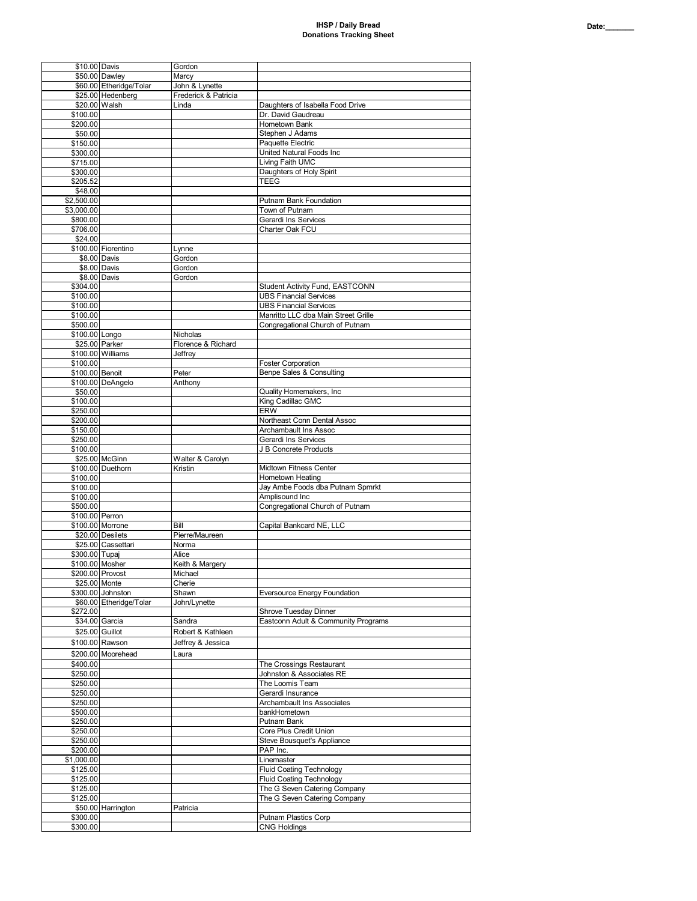# IHSP / Daily Bread
## Donations Tracking Sheet

Date:_______

| Amount | Last Name | First Name | Organization |
|---|---|---|---|
| $10.00 | Davis | Gordon | |
| $50.00 | Dawley | Marcy | |
| $60.00 | Etheridge/Tolar | John & Lynette | |
| $25.00 | Hedenberg | Frederick & Patricia | |
| $20.00 | Walsh | Linda | Daughters of Isabella Food Drive |
| $100.00 | | | Dr. David Gaudreau |
| $200.00 | | | Hometown Bank |
| $50.00 | | | Stephen J Adams |
| $150.00 | | | Paquette Electric |
| $300.00 | | | United Natural Foods Inc |
| $715.00 | | | Living Faith UMC |
| $300.00 | | | Daughters of Holy Spirit |
| $205.52 | | | TEEG |
| $48.00 | | | |
| $2,500.00 | | | Putnam Bank Foundation |
| $3,000.00 | | | Town of Putnam |
| $800.00 | | | Gerardi Ins Services |
| $706.00 | | | Charter Oak FCU |
| $24.00 | | | |
| $100.00 | Fiorentino | Lynne | |
| $8.00 | Davis | Gordon | |
| $8.00 | Davis | Gordon | |
| $8.00 | Davis | Gordon | |
| $304.00 | | | Student Activity Fund, EASTCONN |
| $100.00 | | | UBS Financial Services |
| $100.00 | | | UBS Financial Services |
| $100.00 | | | Manritto LLC dba Main Street Grille |
| $500.00 | | | Congregational Church of Putnam |
| $100.00 | Longo | Nicholas | |
| $25.00 | Parker | Florence & Richard | |
| $100.00 | Williams | Jeffrey | |
| $100.00 | | | Foster Corporation |
| $100.00 | Benoit | Peter | Benpe Sales & Consulting |
| $100.00 | DeAngelo | Anthony | |
| $50.00 | | | Quality Homemakers, Inc |
| $100.00 | | | King Cadillac GMC |
| $250.00 | | | ERW |
| $200.00 | | | Northeast Conn Dental Assoc |
| $150.00 | | | Archambault Ins Assoc |
| $250.00 | | | Gerardi Ins Services |
| $100.00 | | | J B Concrete Products |
| $25.00 | McGinn | Walter & Carolyn | |
| $100.00 | Duethorn | Kristin | Midtown Fitness Center |
| $100.00 | | | Hometown Heating |
| $100.00 | | | Jay Ambe Foods dba Putnam Spmrkt |
| $100.00 | | | Amplisound Inc |
| $500.00 | | | Congregational Church of Putnam |
| $100.00 | Perron | | |
| $100.00 | Morrone | Bill | Capital Bankcard NE, LLC |
| $20.00 | Desilets | Pierre/Maureen | |
| $25.00 | Cassettari | Norma | |
| $300.00 | Tupaj | Alice | |
| $100.00 | Mosher | Keith & Margery | |
| $200.00 | Provost | Michael | |
| $25.00 | Monte | Cherie | |
| $300.00 | Johnston | Shawn | Eversource Energy Foundation |
| $60.00 | Etheridge/Tolar | John/Lynette | |
| $272.00 | | | Shrove Tuesday Dinner |
| $34.00 | Garcia | Sandra | Eastconn Adult & Community Programs |
| $25.00 | Guillot | Robert & Kathleen | |
| $100.00 | Rawson | Jeffrey & Jessica | |
| $200.00 | Moorehead | Laura | |
| $400.00 | | | The Crossings Restaurant |
| $250.00 | | | Johnston & Associates RE |
| $250.00 | | | The Loomis Team |
| $250.00 | | | Gerardi Insurance |
| $250.00 | | | Archambault Ins Associates |
| $500.00 | | | bankHometown |
| $250.00 | | | Putnam Bank |
| $250.00 | | | Core Plus Credit Union |
| $250.00 | | | Steve Bousquet's Appliance |
| $200.00 | | | PAP Inc. |
| $1,000.00 | | | Linemaster |
| $125.00 | | | Fluid Coating Technology |
| $125.00 | | | Fluid Coating Technology |
| $125.00 | | | The G Seven Catering Company |
| $125.00 | | | The G Seven Catering Company |
| $50.00 | Harrington | Patricia | |
| $300.00 | | | Putnam Plastics Corp |
| $300.00 | | | CNG Holdings |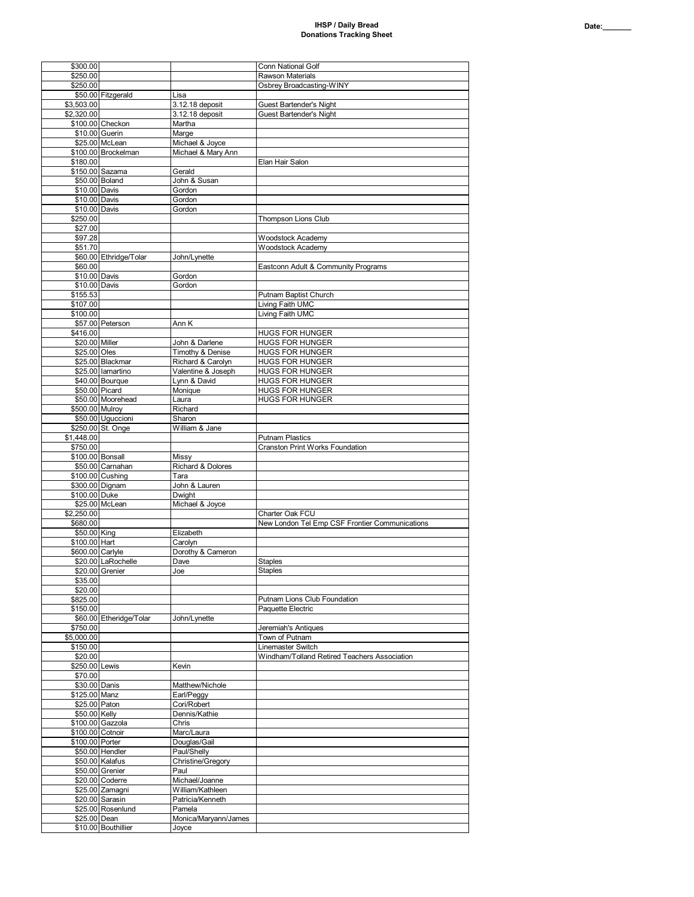**IHSP / Daily Bread**
**Donations Tracking Sheet**

Date:_______

| | | | |
|---|---|---|---|
| $300.00 | | | Conn National Golf |
| $250.00 | | | Rawson Materials |
| $250.00 | | | Osbrey Broadcasting-WINY |
| $50.00 | Fitzgerald | Lisa | |
| $3,503.00 | | 3.12.18 deposit | Guest Bartender's Night |
| $2,320.00 | | 3.12.18 deposit | Guest Bartender's Night |
| $100.00 | Checkon | Martha | |
| $10.00 | Guerin | Marge | |
| $25.00 | McLean | Michael & Joyce | |
| $100.00 | Brockelman | Michael & Mary Ann | |
| $180.00 | | | Elan Hair Salon |
| $150.00 | Sazama | Gerald | |
| $50.00 | Boland | John & Susan | |
| $10.00 | Davis | Gordon | |
| $10.00 | Davis | Gordon | |
| $10.00 | Davis | Gordon | |
| $250.00 | | | Thompson Lions Club |
| $27.00 | | | |
| $97.28 | | | Woodstock Academy |
| $51.70 | | | Woodstock Academy |
| $60.00 | Ethridge/Tolar | John/Lynette | |
| $60.00 | | | Eastconn Adult & Community Programs |
| $10.00 | Davis | Gordon | |
| $10.00 | Davis | Gordon | |
| $155.53 | | | Putnam Baptist Church |
| $107.00 | | | Living Faith UMC |
| $100.00 | | | Living Faith UMC |
| $57.00 | Peterson | Ann K | |
| $416.00 | | | HUGS FOR HUNGER |
| $20.00 | Miller | John & Darlene | HUGS FOR HUNGER |
| $25.00 | Oles | Timothy & Denise | HUGS FOR HUNGER |
| $25.00 | Blackmar | Richard & Carolyn | HUGS FOR HUNGER |
| $25.00 | Iamartino | Valentine & Joseph | HUGS FOR HUNGER |
| $40.00 | Bourque | Lynn & David | HUGS FOR HUNGER |
| $50.00 | Picard | Monique | HUGS FOR HUNGER |
| $50.00 | Moorehead | Laura | HUGS FOR HUNGER |
| $500.00 | Mulroy | Richard | |
| $50.00 | Uguccioni | Sharon | |
| $250.00 | St. Onge | William & Jane | |
| $1,448.00 | | | Putnam Plastics |
| $750.00 | | | Cranston Print Works Foundation |
| $100.00 | Bonsall | Missy | |
| $50.00 | Carnahan | Richard & Dolores | |
| $100.00 | Cushing | Tara | |
| $300.00 | Dignam | John & Lauren | |
| $100.00 | Duke | Dwight | |
| $25.00 | McLean | Michael & Joyce | |
| $2,250.00 | | | Charter Oak FCU |
| $680.00 | | | New London Tel Emp CSF Frontier Communications |
| $50.00 | King | Elizabeth | |
| $100.00 | Hart | Carolyn | |
| $600.00 | Carlyle | Dorothy & Cameron | |
| $20.00 | LaRochelle | Dave | Staples |
| $20.00 | Grenier | Joe | Staples |
| $35.00 | | | |
| $20.00 | | | |
| $825.00 | | | Putnam Lions Club Foundation |
| $150.00 | | | Paquette Electric |
| $60.00 | Etheridge/Tolar | John/Lynette | |
| $750.00 | | | Jeremiah's Antiques |
| $5,000.00 | | | Town of Putnam |
| $150.00 | | | Linemaster Switch |
| $20.00 | | | Windham/Tolland Retired Teachers Association |
| $250.00 | Lewis | Kevin | |
| $70.00 | | | |
| $30.00 | Danis | Matthew/Nichole | |
| $125.00 | Manz | Earl/Peggy | |
| $25.00 | Paton | Cori/Robert | |
| $50.00 | Kelly | Dennis/Kathie | |
| $100.00 | Gazzola | Chris | |
| $100.00 | Cotnoir | Marc/Laura | |
| $100.00 | Porter | Douglas/Gail | |
| $50.00 | Hendler | Paul/Shelly | |
| $50.00 | Kalafus | Christine/Gregory | |
| $50.00 | Grenier | Paul | |
| $20.00 | Coderre | Michael/Joanne | |
| $25.00 | Zamagni | William/Kathleen | |
| $20.00 | Sarasin | Patricia/Kenneth | |
| $25.00 | Rosenlund | Pamela | |
| $25.00 | Dean | Monica/Maryann/James | |
| $10.00 | Bouthillier | Joyce | |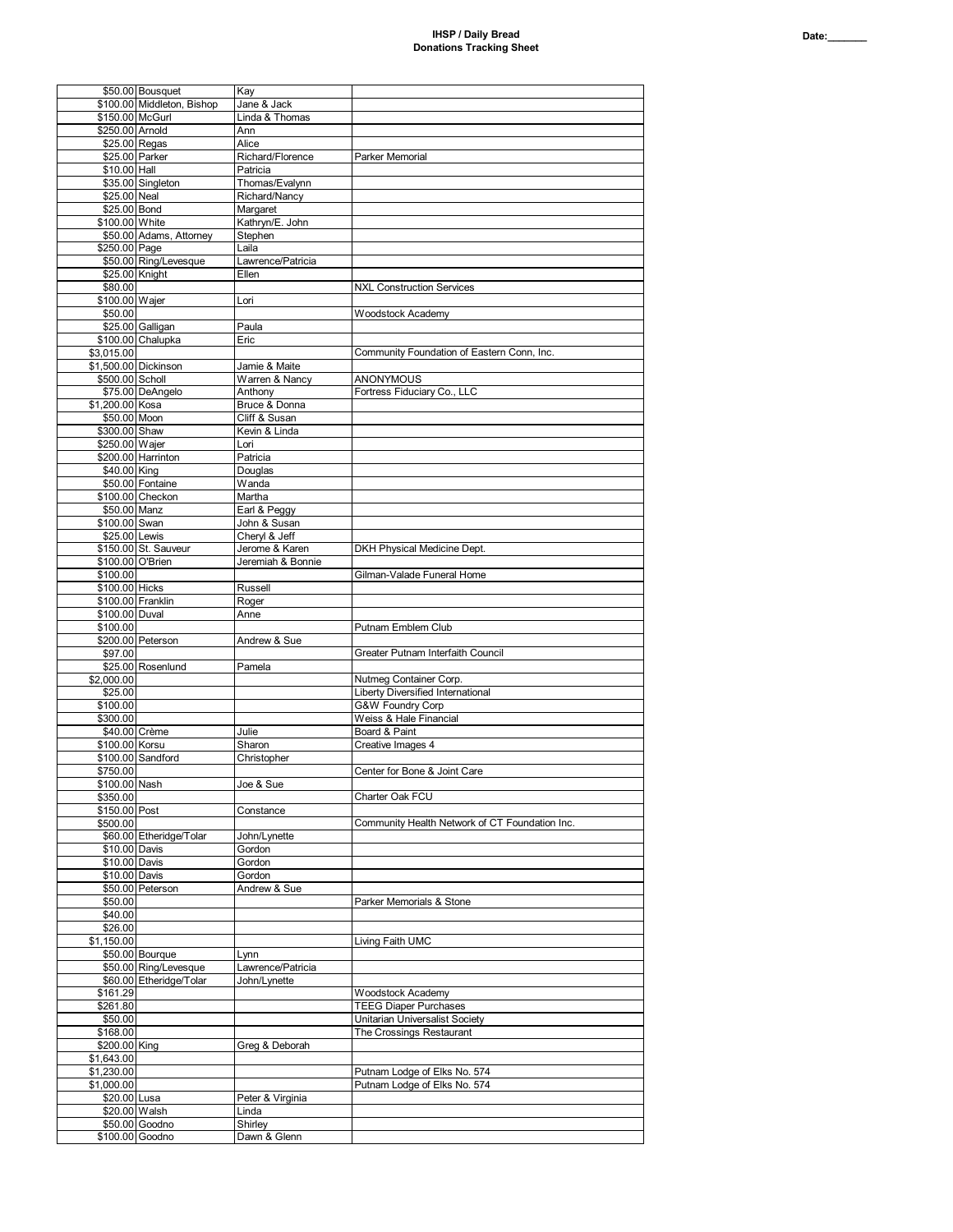**IHSP / Daily Bread**
**Donations Tracking Sheet**

Date:_______

| Amount | Last Name | First Name | Organization / Notes |
|---|---|---|---|
| $50.00 | Bousquet | Kay | |
| $100.00 | Middleton, Bishop | Jane & Jack | |
| $150.00 | McGurl | Linda & Thomas | |
| $250.00 | Arnold | Ann | |
| $25.00 | Regas | Alice | |
| $25.00 | Parker | Richard/Florence | Parker Memorial |
| $10.00 | Hall | Patricia | |
| $35.00 | Singleton | Thomas/Evalynn | |
| $25.00 | Neal | Richard/Nancy | |
| $25.00 | Bond | Margaret | |
| $100.00 | White | Kathryn/E. John | |
| $50.00 | Adams, Attorney | Stephen | |
| $250.00 | Page | Laila | |
| $50.00 | Ring/Levesque | Lawrence/Patricia | |
| $25.00 | Knight | Ellen | |
| $80.00 | | | NXL Construction Services |
| $100.00 | Wajer | Lori | |
| $50.00 | | | Woodstock Academy |
| $25.00 | Galligan | Paula | |
| $100.00 | Chalupka | Eric | |
| $3,015.00 | | | Community Foundation of Eastern Conn, Inc. |
| $1,500.00 | Dickinson | Jamie & Maite | |
| $500.00 | Scholl | Warren & Nancy | ANONYMOUS |
| $75.00 | DeAngelo | Anthony | Fortress Fiduciary Co., LLC |
| $1,200.00 | Kosa | Bruce & Donna | |
| $50.00 | Moon | Cliff & Susan | |
| $300.00 | Shaw | Kevin & Linda | |
| $250.00 | Wajer | Lori | |
| $200.00 | Harrinton | Patricia | |
| $40.00 | King | Douglas | |
| $50.00 | Fontaine | Wanda | |
| $100.00 | Checkon | Martha | |
| $50.00 | Manz | Earl & Peggy | |
| $100.00 | Swan | John & Susan | |
| $25.00 | Lewis | Cheryl & Jeff | |
| $150.00 | St. Sauveur | Jerome & Karen | DKH Physical Medicine Dept. |
| $100.00 | O'Brien | Jeremiah & Bonnie | |
| $100.00 | | | Gilman-Valade Funeral Home |
| $100.00 | Hicks | Russell | |
| $100.00 | Franklin | Roger | |
| $100.00 | Duval | Anne | |
| $100.00 | | | Putnam Emblem Club |
| $200.00 | Peterson | Andrew & Sue | |
| $97.00 | | | Greater Putnam Interfaith Council |
| $25.00 | Rosenlund | Pamela | |
| $2,000.00 | | | Nutmeg Container Corp. |
| $25.00 | | | Liberty Diversified International |
| $100.00 | | | G&W Foundry Corp |
| $300.00 | | | Weiss & Hale Financial |
| $40.00 | Crème | Julie | Board & Paint |
| $100.00 | Korsu | Sharon | Creative Images 4 |
| $100.00 | Sandford | Christopher | |
| $750.00 | | | Center for Bone & Joint Care |
| $100.00 | Nash | Joe & Sue | |
| $350.00 | | | Charter Oak FCU |
| $150.00 | Post | Constance | |
| $500.00 | | | Community Health Network of CT Foundation Inc. |
| $60.00 | Etheridge/Tolar | John/Lynette | |
| $10.00 | Davis | Gordon | |
| $10.00 | Davis | Gordon | |
| $10.00 | Davis | Gordon | |
| $50.00 | Peterson | Andrew & Sue | |
| $50.00 | | | Parker Memorials & Stone |
| $40.00 | | | |
| $26.00 | | | |
| $1,150.00 | | | Living Faith UMC |
| $50.00 | Bourque | Lynn | |
| $50.00 | Ring/Levesque | Lawrence/Patricia | |
| $60.00 | Etheridge/Tolar | John/Lynette | |
| $161.29 | | | Woodstock Academy |
| $261.80 | | | TEEG Diaper Purchases |
| $50.00 | | | Unitarian Universalist Society |
| $168.00 | | | The Crossings Restaurant |
| $200.00 | King | Greg & Deborah | |
| $1,643.00 | | | |
| $1,230.00 | | | Putnam Lodge of Elks No. 574 |
| $1,000.00 | | | Putnam Lodge of Elks No. 574 |
| $20.00 | Lusa | Peter & Virginia | |
| $20.00 | Walsh | Linda | |
| $50.00 | Goodno | Shirley | |
| $100.00 | Goodno | Dawn & Glenn | |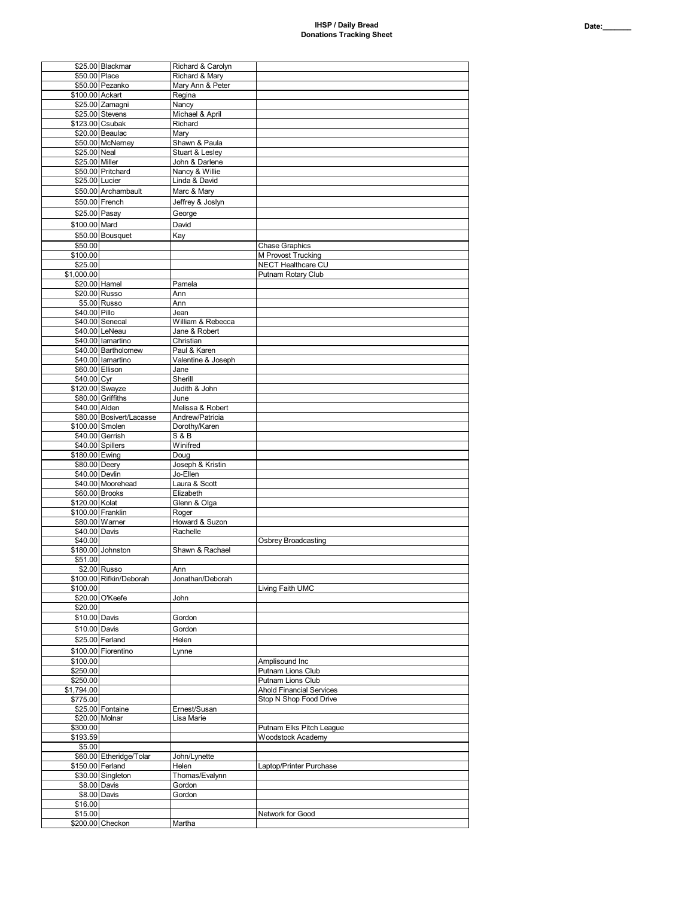**IHSP / Daily Bread**
**Donations Tracking Sheet**

Date:_______

| | | | |
|---|---|---|---|
| $25.00 | Blackmar | Richard & Carolyn | |
| $50.00 | Place | Richard & Mary | |
| $50.00 | Pezanko | Mary Ann & Peter | |
| $100.00 | Ackart | Regina | |
| $25.00 | Zamagni | Nancy | |
| $25.00 | Stevens | Michael & April | |
| $123.00 | Csubak | Richard | |
| $20.00 | Beaulac | Mary | |
| $50.00 | McNerney | Shawn & Paula | |
| $25.00 | Neal | Stuart & Lesley | |
| $25.00 | Miller | John & Darlene | |
| $50.00 | Pritchard | Nancy & Willie | |
| $25.00 | Lucier | Linda & David | |
| $50.00 | Archambault | Marc & Mary | |
| $50.00 | French | Jeffrey & Joslyn | |
| $25.00 | Pasay | George | |
| $100.00 | Mard | David | |
| $50.00 | Bousquet | Kay | |
| $50.00 | | | Chase Graphics |
| $100.00 | | | M Provost Trucking |
| $25.00 | | | NECT Healthcare CU |
| $1,000.00 | | | Putnam Rotary Club |
| $20.00 | Hamel | Pamela | |
| $20.00 | Russo | Ann | |
| $5.00 | Russo | Ann | |
| $40.00 | Pillo | Jean | |
| $40.00 | Senecal | William & Rebecca | |
| $40.00 | LeNeau | Jane & Robert | |
| $40.00 | Iamartino | Christian | |
| $40.00 | Bartholomew | Paul & Karen | |
| $40.00 | Iamartino | Valentine & Joseph | |
| $60.00 | Ellison | Jane | |
| $40.00 | Cyr | Sherill | |
| $120.00 | Swayze | Judith & John | |
| $80.00 | Griffiths | June | |
| $40.00 | Alden | Melissa & Robert | |
| $80.00 | Bosivert/Lacasse | Andrew/Patricia | |
| $100.00 | Smolen | Dorothy/Karen | |
| $40.00 | Gerrish | S & B | |
| $40.00 | Spillers | Winifred | |
| $180.00 | Ewing | Doug | |
| $80.00 | Deery | Joseph & Kristin | |
| $40.00 | Devlin | Jo-Ellen | |
| $40.00 | Moorehead | Laura & Scott | |
| $60.00 | Brooks | Elizabeth | |
| $120.00 | Kolat | Glenn & Olga | |
| $100.00 | Franklin | Roger | |
| $80.00 | Warner | Howard & Suzon | |
| $40.00 | Davis | Rachelle | |
| $40.00 | | | Osbrey Broadcasting |
| $180.00 | Johnston | Shawn & Rachael | |
| $51.00 | | | |
| $2.00 | Russo | Ann | |
| $100.00 | Rifkin/Deborah | Jonathan/Deborah | |
| $100.00 | | | Living Faith UMC |
| $20.00 | O'Keefe | John | |
| $20.00 | | | |
| $10.00 | Davis | Gordon | |
| $10.00 | Davis | Gordon | |
| $25.00 | Ferland | Helen | |
| $100.00 | Fiorentino | Lynne | |
| $100.00 | | | Amplisound Inc |
| $250.00 | | | Putnam Lions Club |
| $250.00 | | | Putnam Lions Club |
| $1,794.00 | | | Ahold Financial Services |
| $775.00 | | | Stop N Shop Food Drive |
| $25.00 | Fontaine | Ernest/Susan | |
| $20.00 | Molnar | Lisa Marie | |
| $300.00 | | | Putnam Elks Pitch League |
| $193.59 | | | Woodstock Academy |
| $5.00 | | | |
| $60.00 | Etheridge/Tolar | John/Lynette | |
| $150.00 | Ferland | Helen | Laptop/Printer Purchase |
| $30.00 | Singleton | Thomas/Evalynn | |
| $8.00 | Davis | Gordon | |
| $8.00 | Davis | Gordon | |
| $16.00 | | | |
| $15.00 | | | Network for Good |
| $200.00 | Checkon | Martha | |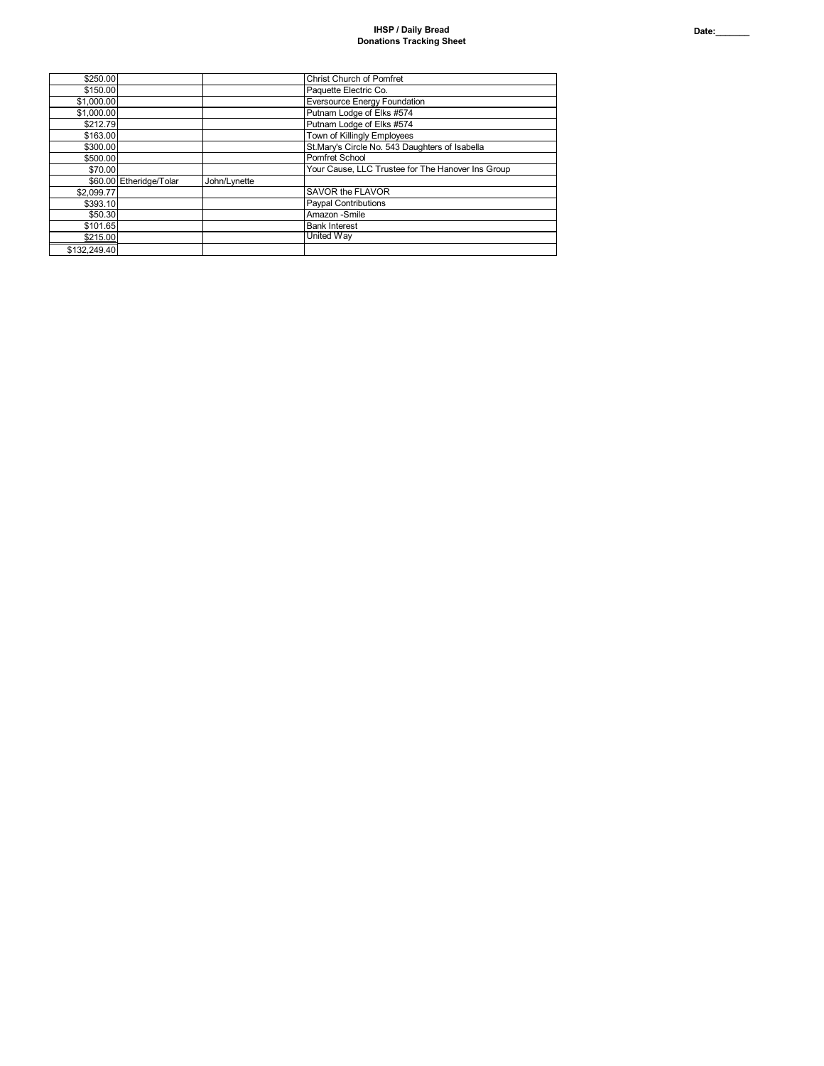**IHSP / Daily Bread**
**Donations Tracking Sheet**

Date:_______

| | | | |
|---|---|---|---|
| $250.00 | | | Christ Church of Pomfret |
| $150.00 | | | Paquette Electric Co. |
| $1,000.00 | | | Eversource Energy Foundation |
| $1,000.00 | | | Putnam Lodge of Elks #574 |
| $212.79 | | | Putnam Lodge of Elks #574 |
| $163.00 | | | Town of Killingly Employees |
| $300.00 | | | St.Mary's Circle No. 543 Daughters of Isabella |
| $500.00 | | | Pomfret School |
| $70.00 | | | Your Cause, LLC Trustee for The Hanover Ins Group |
| $60.00 | Etheridge/Tolar | John/Lynette | |
| $2,099.77 | | | SAVOR the FLAVOR |
| $393.10 | | | Paypal Contributions |
| $50.30 | | | Amazon -Smile |
| $101.65 | | | Bank Interest |
| $215.00 | | | United Way |
| $132,249.40 | | | |